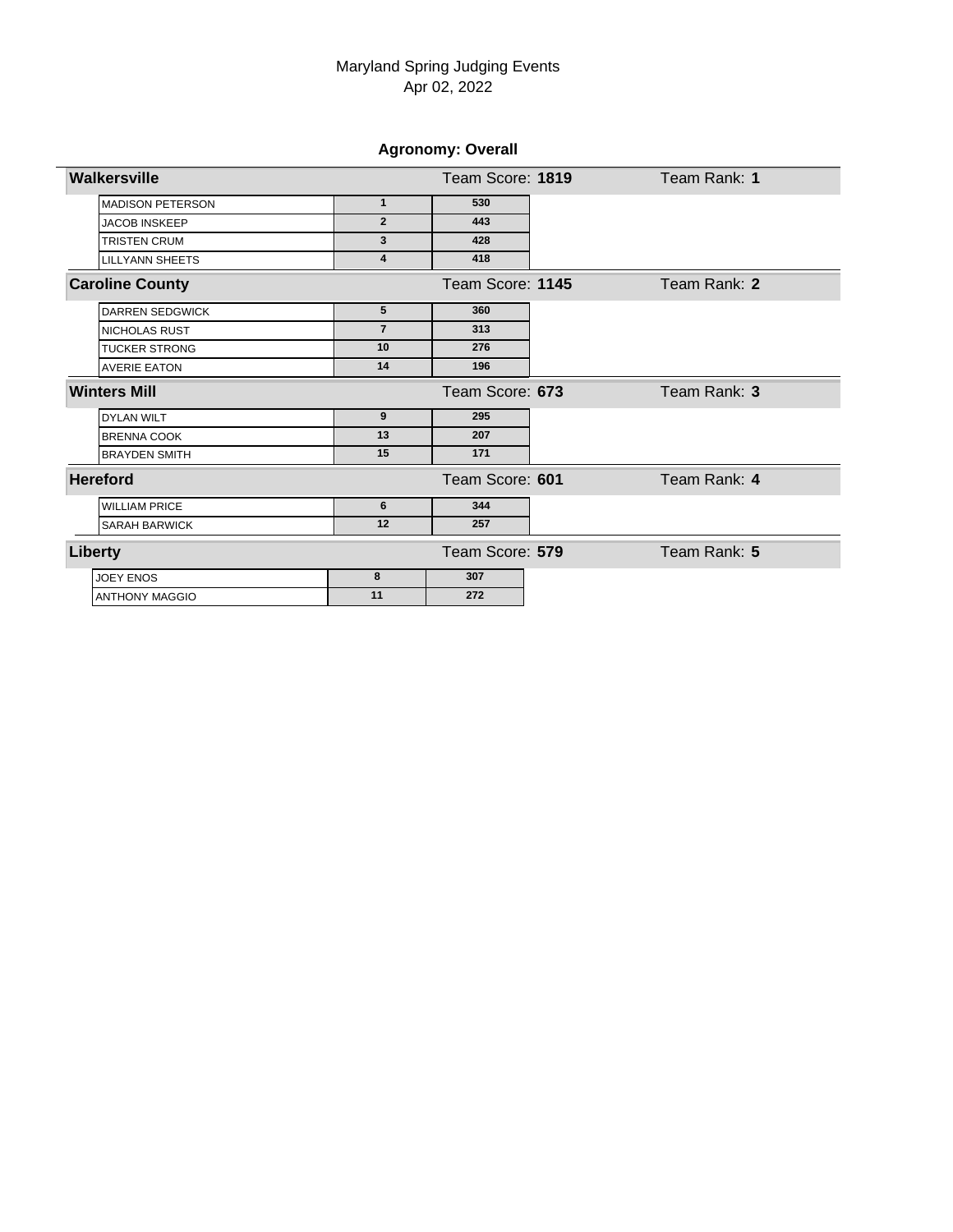# Maryland Spring Judging Events

Apr 02, 2022

## Agronomy: Overall

### Walkersville — Team Score: **1819** — Team Rank: **1**

| Name | Rank | Score |
|---|---|---|
| MADISON PETERSON | 1 | 530 |
| JACOB INSKEEP | 2 | 443 |
| TRISTEN CRUM | 3 | 428 |
| LILLYANN SHEETS | 4 | 418 |

### Caroline County — Team Score: **1145** — Team Rank: **2**

| Name | Rank | Score |
|---|---|---|
| DARREN SEDGWICK | 5 | 360 |
| NICHOLAS RUST | 7 | 313 |
| TUCKER STRONG | 10 | 276 |
| AVERIE EATON | 14 | 196 |

### Winters Mill — Team Score: **673** — Team Rank: **3**

| Name | Rank | Score |
|---|---|---|
| DYLAN WILT | 9 | 295 |
| BRENNA COOK | 13 | 207 |
| BRAYDEN SMITH | 15 | 171 |

### Hereford — Team Score: **601** — Team Rank: **4**

| Name | Rank | Score |
|---|---|---|
| WILLIAM PRICE | 6 | 344 |
| SARAH BARWICK | 12 | 257 |

### Liberty — Team Score: **579** — Team Rank: **5**

| Name | Rank | Score |
|---|---|---|
| JOEY ENOS | 8 | 307 |
| ANTHONY MAGGIO | 11 | 272 |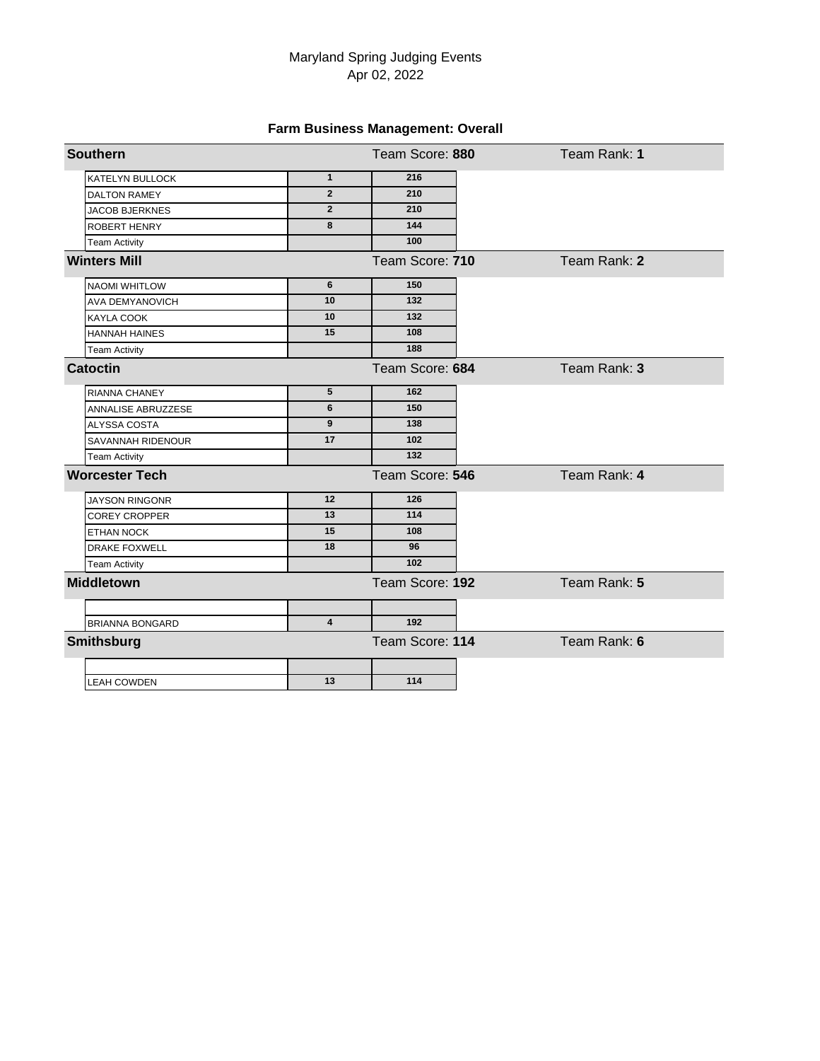Maryland Spring Judging Events
Apr 02, 2022

## Farm Business Management: Overall

### Southern — Team Score: **880** — Team Rank: **1**

| Name | Rank | Score |
|---|---|---|
| KATELYN BULLOCK | 1 | 216 |
| DALTON RAMEY | 2 | 210 |
| JACOB BJERKNES | 2 | 210 |
| ROBERT HENRY | 8 | 144 |
| Team Activity | | 100 |

### Winters Mill — Team Score: **710** — Team Rank: **2**

| Name | Rank | Score |
|---|---|---|
| NAOMI WHITLOW | 6 | 150 |
| AVA DEMYANOVICH | 10 | 132 |
| KAYLA COOK | 10 | 132 |
| HANNAH HAINES | 15 | 108 |
| Team Activity | | 188 |

### Catoctin — Team Score: **684** — Team Rank: **3**

| Name | Rank | Score |
|---|---|---|
| RIANNA CHANEY | 5 | 162 |
| ANNALISE ABRUZZESE | 6 | 150 |
| ALYSSA COSTA | 9 | 138 |
| SAVANNAH RIDENOUR | 17 | 102 |
| Team Activity | | 132 |

### Worcester Tech — Team Score: **546** — Team Rank: **4**

| Name | Rank | Score |
|---|---|---|
| JAYSON RINGONR | 12 | 126 |
| COREY CROPPER | 13 | 114 |
| ETHAN NOCK | 15 | 108 |
| DRAKE FOXWELL | 18 | 96 |
| Team Activity | | 102 |

### Middletown — Team Score: **192** — Team Rank: **5**

| Name | Rank | Score |
|---|---|---|
| | | |
| BRIANNA BONGARD | 4 | 192 |

### Smithsburg — Team Score: **114** — Team Rank: **6**

| Name | Rank | Score |
|---|---|---|
| | | |
| LEAH COWDEN | 13 | 114 |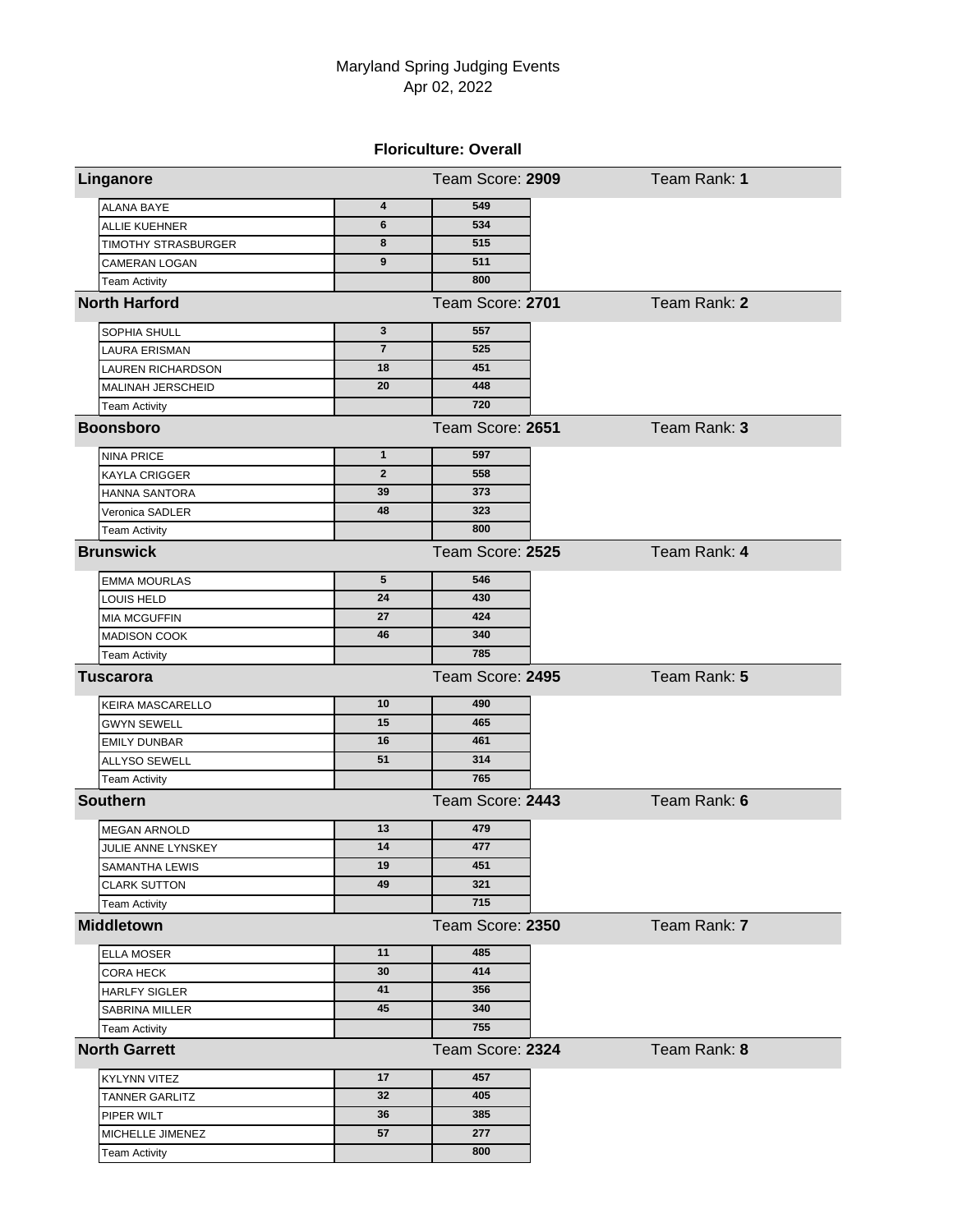Maryland Spring Judging Events
Apr 02, 2022

### Floriculture: Overall

**Linganore** — Team Score: **2909** — Team Rank: **1**

| Name | Rank | Score |
|---|---|---|
| ALANA BAYE | 4 | 549 |
| ALLIE KUEHNER | 6 | 534 |
| TIMOTHY STRASBURGER | 8 | 515 |
| CAMERAN LOGAN | 9 | 511 |
| Team Activity | | 800 |

**North Harford** — Team Score: **2701** — Team Rank: **2**

| Name | Rank | Score |
|---|---|---|
| SOPHIA SHULL | 3 | 557 |
| LAURA ERISMAN | 7 | 525 |
| LAUREN RICHARDSON | 18 | 451 |
| MALINAH JERSCHEID | 20 | 448 |
| Team Activity | | 720 |

**Boonsboro** — Team Score: **2651** — Team Rank: **3**

| Name | Rank | Score |
|---|---|---|
| NINA PRICE | 1 | 597 |
| KAYLA CRIGGER | 2 | 558 |
| HANNA SANTORA | 39 | 373 |
| Veronica SADLER | 48 | 323 |
| Team Activity | | 800 |

**Brunswick** — Team Score: **2525** — Team Rank: **4**

| Name | Rank | Score |
|---|---|---|
| EMMA MOURLAS | 5 | 546 |
| LOUIS HELD | 24 | 430 |
| MIA MCGUFFIN | 27 | 424 |
| MADISON COOK | 46 | 340 |
| Team Activity | | 785 |

**Tuscarora** — Team Score: **2495** — Team Rank: **5**

| Name | Rank | Score |
|---|---|---|
| KEIRA MASCARELLO | 10 | 490 |
| GWYN SEWELL | 15 | 465 |
| EMILY DUNBAR | 16 | 461 |
| ALLYSO SEWELL | 51 | 314 |
| Team Activity | | 765 |

**Southern** — Team Score: **2443** — Team Rank: **6**

| Name | Rank | Score |
|---|---|---|
| MEGAN ARNOLD | 13 | 479 |
| JULIE ANNE LYNSKEY | 14 | 477 |
| SAMANTHA LEWIS | 19 | 451 |
| CLARK SUTTON | 49 | 321 |
| Team Activity | | 715 |

**Middletown** — Team Score: **2350** — Team Rank: **7**

| Name | Rank | Score |
|---|---|---|
| ELLA MOSER | 11 | 485 |
| CORA HECK | 30 | 414 |
| HARLFY SIGLER | 41 | 356 |
| SABRINA MILLER | 45 | 340 |
| Team Activity | | 755 |

**North Garrett** — Team Score: **2324** — Team Rank: **8**

| Name | Rank | Score |
|---|---|---|
| KYLYNN VITEZ | 17 | 457 |
| TANNER GARLITZ | 32 | 405 |
| PIPER WILT | 36 | 385 |
| MICHELLE JIMENEZ | 57 | 277 |
| Team Activity | | 800 |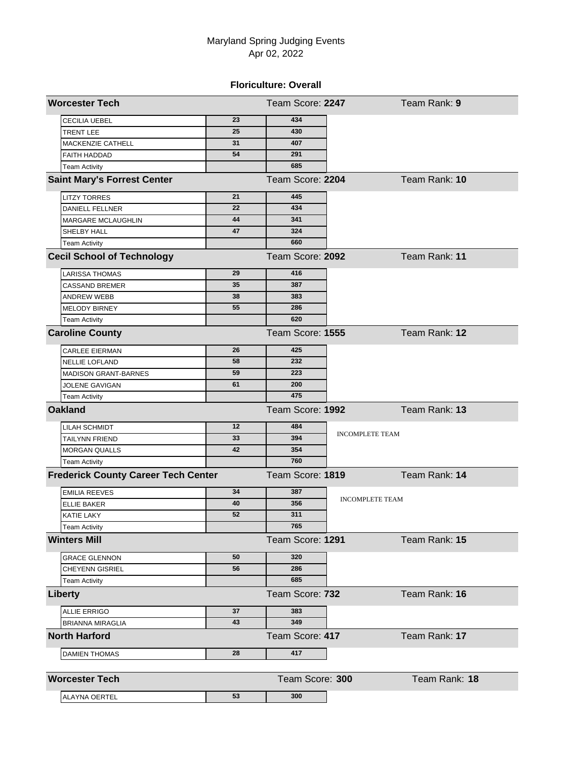Maryland Spring Judging Events
Apr 02, 2022

### Floriculture: Overall

**Worcester Tech** — Team Score: **2247** — Team Rank: **9**

| Name | Rank | Score |
|---|---|---|
| CECILIA UEBEL | 23 | 434 |
| TRENT LEE | 25 | 430 |
| MACKENZIE CATHELL | 31 | 407 |
| FAITH HADDAD | 54 | 291 |
| Team Activity | | 685 |

**Saint Mary's Forrest Center** — Team Score: **2204** — Team Rank: **10**

| Name | Rank | Score |
|---|---|---|
| LITZY TORRES | 21 | 445 |
| DANIELL FELLNER | 22 | 434 |
| MARGARE MCLAUGHLIN | 44 | 341 |
| SHELBY HALL | 47 | 324 |
| Team Activity | | 660 |

**Cecil School of Technology** — Team Score: **2092** — Team Rank: **11**

| Name | Rank | Score |
|---|---|---|
| LARISSA THOMAS | 29 | 416 |
| CASSAND BREMER | 35 | 387 |
| ANDREW WEBB | 38 | 383 |
| MELODY BIRNEY | 55 | 286 |
| Team Activity | | 620 |

**Caroline County** — Team Score: **1555** — Team Rank: **12**

| Name | Rank | Score |
|---|---|---|
| CARLEE EIERMAN | 26 | 425 |
| NELLIE LOFLAND | 58 | 232 |
| MADISON GRANT-BARNES | 59 | 223 |
| JOLENE GAVIGAN | 61 | 200 |
| Team Activity | | 475 |

**Oakland** — Team Score: **1992** — Team Rank: **13**

INCOMPLETE TEAM

| Name | Rank | Score |
|---|---|---|
| LILAH SCHMIDT | 12 | 484 |
| TAILYNN FRIEND | 33 | 394 |
| MORGAN QUALLS | 42 | 354 |
| Team Activity | | 760 |

**Frederick County Career Tech Center** — Team Score: **1819** — Team Rank: **14**

INCOMPLETE TEAM

| Name | Rank | Score |
|---|---|---|
| EMILIA REEVES | 34 | 387 |
| ELLIE BAKER | 40 | 356 |
| KATIE LAKY | 52 | 311 |
| Team Activity | | 765 |

**Winters Mill** — Team Score: **1291** — Team Rank: **15**

| Name | Rank | Score |
|---|---|---|
| GRACE GLENNON | 50 | 320 |
| CHEYENN GISRIEL | 56 | 286 |
| Team Activity | | 685 |

**Liberty** — Team Score: **732** — Team Rank: **16**

| Name | Rank | Score |
|---|---|---|
| ALLIE ERRIGO | 37 | 383 |
| BRIANNA MIRAGLIA | 43 | 349 |

**North Harford** — Team Score: **417** — Team Rank: **17**

| Name | Rank | Score |
|---|---|---|
| DAMIEN THOMAS | 28 | 417 |

**Worcester Tech** — Team Score: **300** — Team Rank: **18**

| Name | Rank | Score |
|---|---|---|
| ALAYNA OERTEL | 53 | 300 |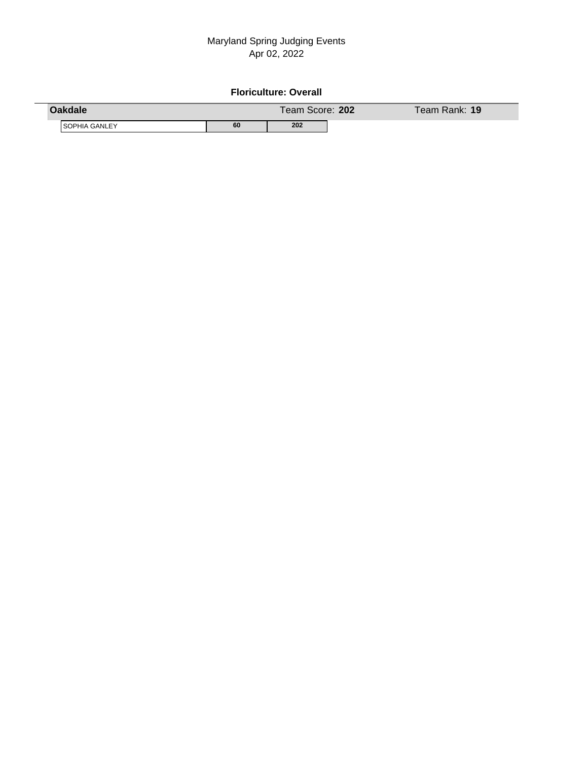Maryland Spring Judging Events
Apr 02, 2022

**Floriculture: Overall**

| **Oakdale** | | Team Score: **202** | Team Rank: **19** |
|---|---|---|---|
| SOPHIA GANLEY | **60** | **202** | |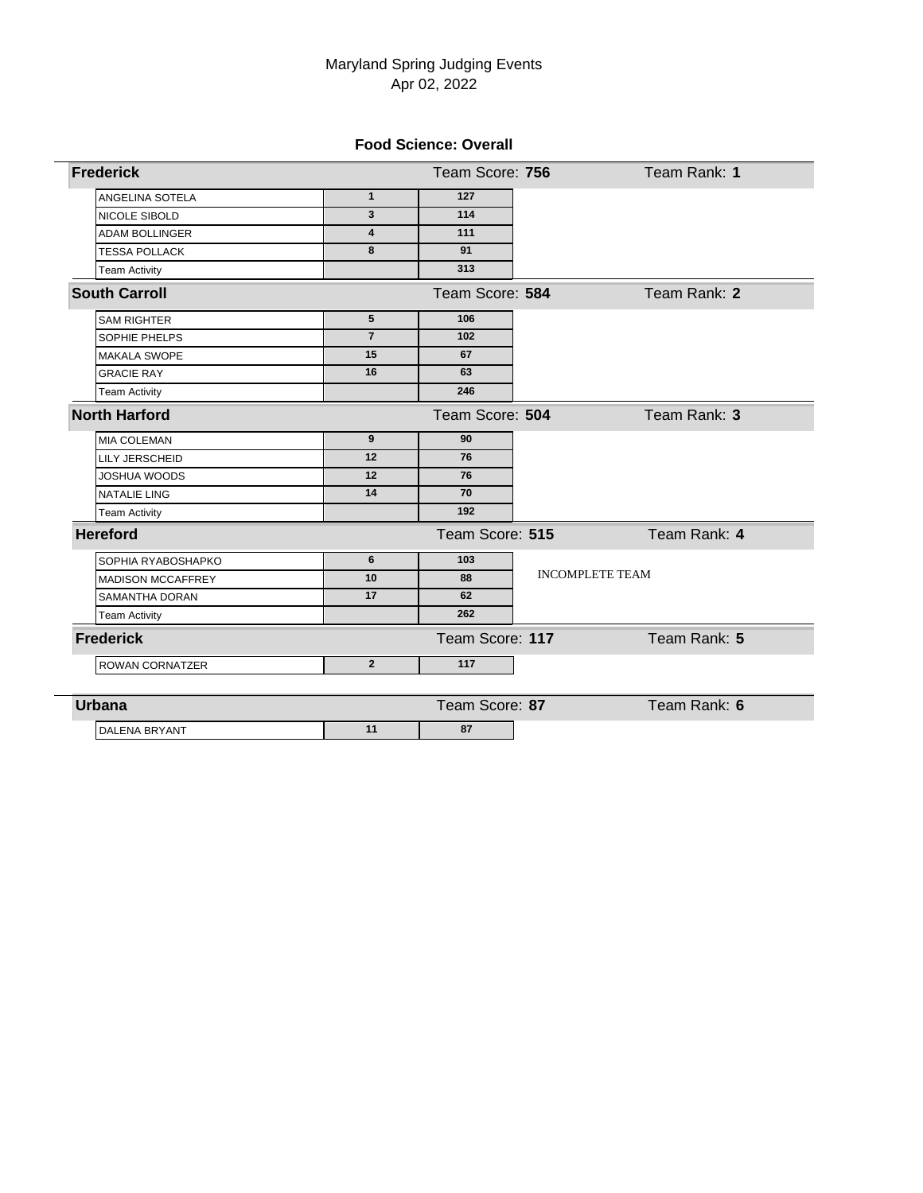Maryland Spring Judging Events
Apr 02, 2022

## Food Science: Overall

### Frederick — Team Score: 756 — Team Rank: 1

| Name | Rank | Score |
|---|---|---|
| ANGELINA SOTELA | 1 | 127 |
| NICOLE SIBOLD | 3 | 114 |
| ADAM BOLLINGER | 4 | 111 |
| TESSA POLLACK | 8 | 91 |
| Team Activity | | 313 |

### South Carroll — Team Score: 584 — Team Rank: 2

| Name | Rank | Score |
|---|---|---|
| SAM RIGHTER | 5 | 106 |
| SOPHIE PHELPS | 7 | 102 |
| MAKALA SWOPE | 15 | 67 |
| GRACIE RAY | 16 | 63 |
| Team Activity | | 246 |

### North Harford — Team Score: 504 — Team Rank: 3

| Name | Rank | Score |
|---|---|---|
| MIA COLEMAN | 9 | 90 |
| LILY JERSCHEID | 12 | 76 |
| JOSHUA WOODS | 12 | 76 |
| NATALIE LING | 14 | 70 |
| Team Activity | | 192 |

### Hereford — Team Score: 515 — Team Rank: 4

INCOMPLETE TEAM

| Name | Rank | Score |
|---|---|---|
| SOPHIA RYABOSHAPKO | 6 | 103 |
| MADISON MCCAFFREY | 10 | 88 |
| SAMANTHA DORAN | 17 | 62 |
| Team Activity | | 262 |

### Frederick — Team Score: 117 — Team Rank: 5

| Name | Rank | Score |
|---|---|---|
| ROWAN CORNATZER | 2 | 117 |

### Urbana — Team Score: 87 — Team Rank: 6

| Name | Rank | Score |
|---|---|---|
| DALENA BRYANT | 11 | 87 |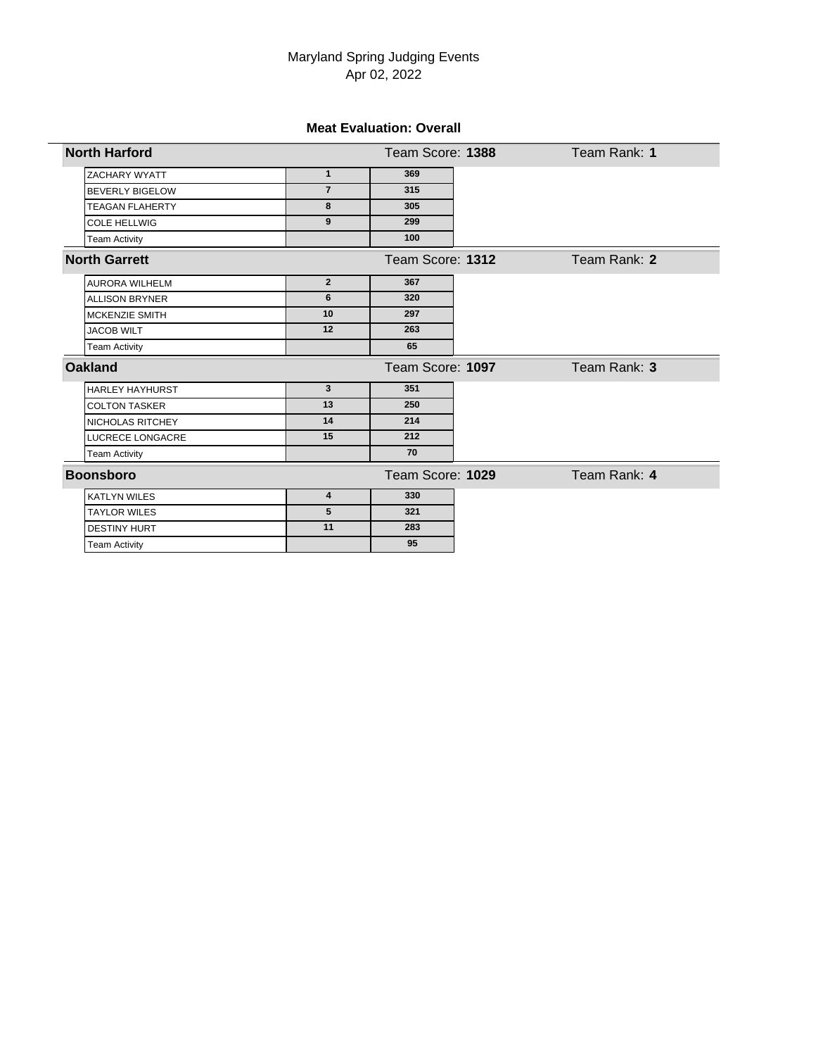Maryland Spring Judging Events
Apr 02, 2022

### Meat Evaluation: Overall

**North Harford** — Team Score: **1388** — Team Rank: **1**

| Name | Rank | Score |
|---|---|---|
| ZACHARY WYATT | 1 | 369 |
| BEVERLY BIGELOW | 7 | 315 |
| TEAGAN FLAHERTY | 8 | 305 |
| COLE HELLWIG | 9 | 299 |
| Team Activity | | 100 |

**North Garrett** — Team Score: **1312** — Team Rank: **2**

| Name | Rank | Score |
|---|---|---|
| AURORA WILHELM | 2 | 367 |
| ALLISON BRYNER | 6 | 320 |
| MCKENZIE SMITH | 10 | 297 |
| JACOB WILT | 12 | 263 |
| Team Activity | | 65 |

**Oakland** — Team Score: **1097** — Team Rank: **3**

| Name | Rank | Score |
|---|---|---|
| HARLEY HAYHURST | 3 | 351 |
| COLTON TASKER | 13 | 250 |
| NICHOLAS RITCHEY | 14 | 214 |
| LUCRECE LONGACRE | 15 | 212 |
| Team Activity | | 70 |

**Boonsboro** — Team Score: **1029** — Team Rank: **4**

| Name | Rank | Score |
|---|---|---|
| KATLYN WILES | 4 | 330 |
| TAYLOR WILES | 5 | 321 |
| DESTINY HURT | 11 | 283 |
| Team Activity | | 95 |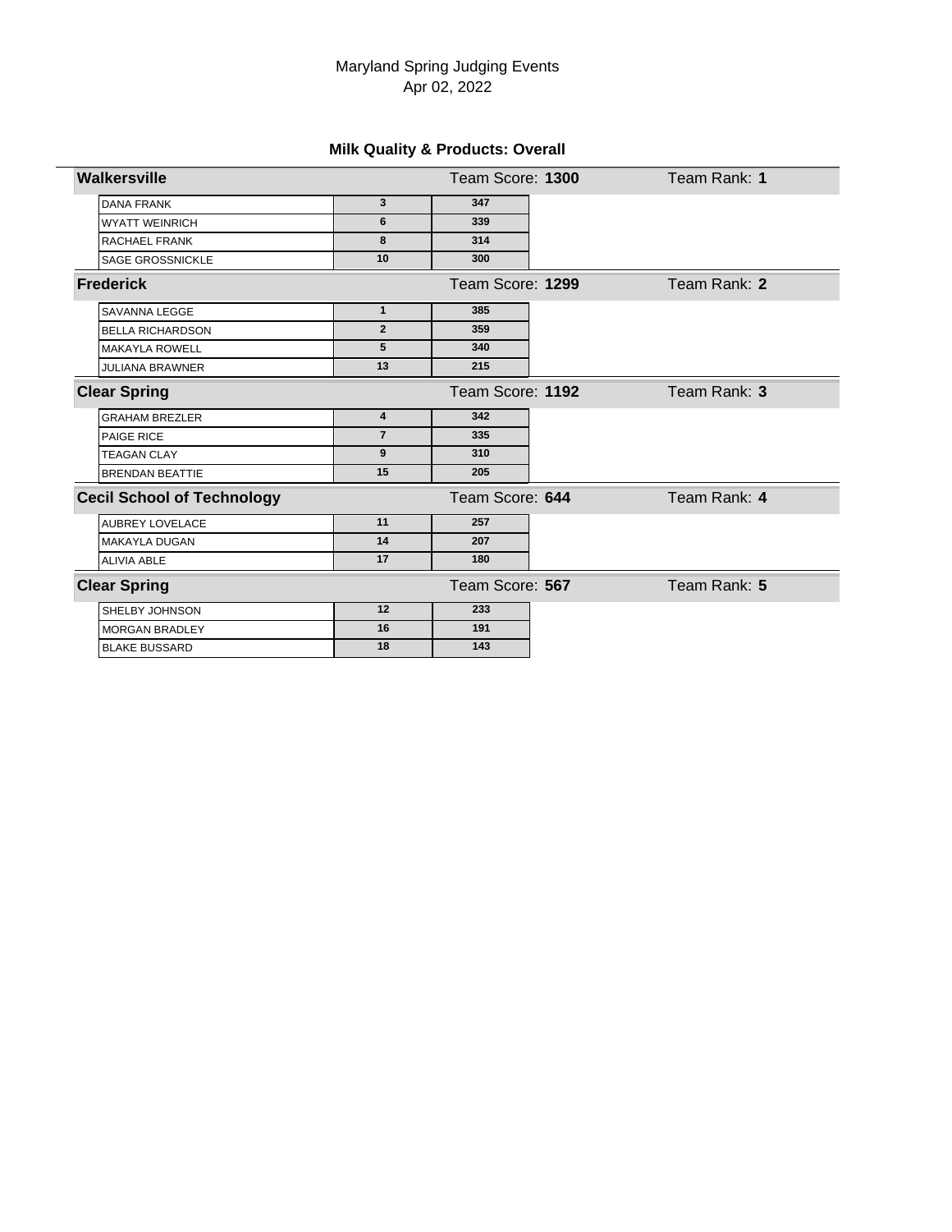Maryland Spring Judging Events
Apr 02, 2022

## Milk Quality & Products: Overall

### Walkersville — Team Score: **1300** — Team Rank: **1**

| Name | Rank | Score |
|---|---|---|
| DANA FRANK | 3 | 347 |
| WYATT WEINRICH | 6 | 339 |
| RACHAEL FRANK | 8 | 314 |
| SAGE GROSSNICKLE | 10 | 300 |

### Frederick — Team Score: **1299** — Team Rank: **2**

| Name | Rank | Score |
|---|---|---|
| SAVANNA LEGGE | 1 | 385 |
| BELLA RICHARDSON | 2 | 359 |
| MAKAYLA ROWELL | 5 | 340 |
| JULIANA BRAWNER | 13 | 215 |

### Clear Spring — Team Score: **1192** — Team Rank: **3**

| Name | Rank | Score |
|---|---|---|
| GRAHAM BREZLER | 4 | 342 |
| PAIGE RICE | 7 | 335 |
| TEAGAN CLAY | 9 | 310 |
| BRENDAN BEATTIE | 15 | 205 |

### Cecil School of Technology — Team Score: **644** — Team Rank: **4**

| Name | Rank | Score |
|---|---|---|
| AUBREY LOVELACE | 11 | 257 |
| MAKAYLA DUGAN | 14 | 207 |
| ALIVIA ABLE | 17 | 180 |

### Clear Spring — Team Score: **567** — Team Rank: **5**

| Name | Rank | Score |
|---|---|---|
| SHELBY JOHNSON | 12 | 233 |
| MORGAN BRADLEY | 16 | 191 |
| BLAKE BUSSARD | 18 | 143 |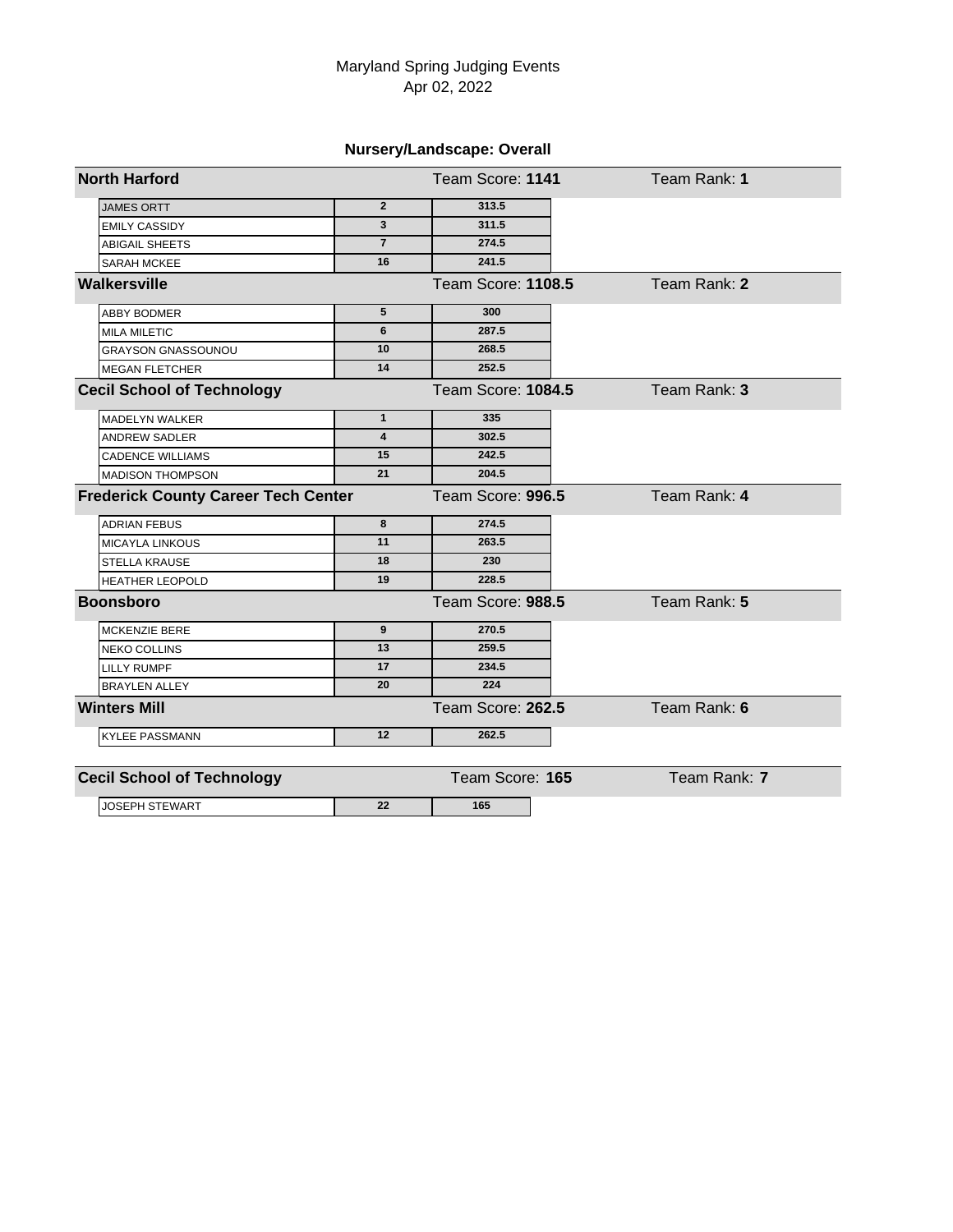Maryland Spring Judging Events
Apr 02, 2022

## Nursery/Landscape: Overall

### North Harford — Team Score: **1141** — Team Rank: **1**

| Name | Rank | Score |
|---|---|---|
| JAMES ORTT | 2 | 313.5 |
| EMILY CASSIDY | 3 | 311.5 |
| ABIGAIL SHEETS | 7 | 274.5 |
| SARAH MCKEE | 16 | 241.5 |

### Walkersville — Team Score: **1108.5** — Team Rank: **2**

| Name | Rank | Score |
|---|---|---|
| ABBY BODMER | 5 | 300 |
| MILA MILETIC | 6 | 287.5 |
| GRAYSON GNASSOUNOU | 10 | 268.5 |
| MEGAN FLETCHER | 14 | 252.5 |

### Cecil School of Technology — Team Score: **1084.5** — Team Rank: **3**

| Name | Rank | Score |
|---|---|---|
| MADELYN WALKER | 1 | 335 |
| ANDREW SADLER | 4 | 302.5 |
| CADENCE WILLIAMS | 15 | 242.5 |
| MADISON THOMPSON | 21 | 204.5 |

### Frederick County Career Tech Center — Team Score: **996.5** — Team Rank: **4**

| Name | Rank | Score |
|---|---|---|
| ADRIAN FEBUS | 8 | 274.5 |
| MICAYLA LINKOUS | 11 | 263.5 |
| STELLA KRAUSE | 18 | 230 |
| HEATHER LEOPOLD | 19 | 228.5 |

### Boonsboro — Team Score: **988.5** — Team Rank: **5**

| Name | Rank | Score |
|---|---|---|
| MCKENZIE BERE | 9 | 270.5 |
| NEKO COLLINS | 13 | 259.5 |
| LILLY RUMPF | 17 | 234.5 |
| BRAYLEN ALLEY | 20 | 224 |

### Winters Mill — Team Score: **262.5** — Team Rank: **6**

| Name | Rank | Score |
|---|---|---|
| KYLEE PASSMANN | 12 | 262.5 |

### Cecil School of Technology — Team Score: **165** — Team Rank: **7**

| Name | Rank | Score |
|---|---|---|
| JOSEPH STEWART | 22 | 165 |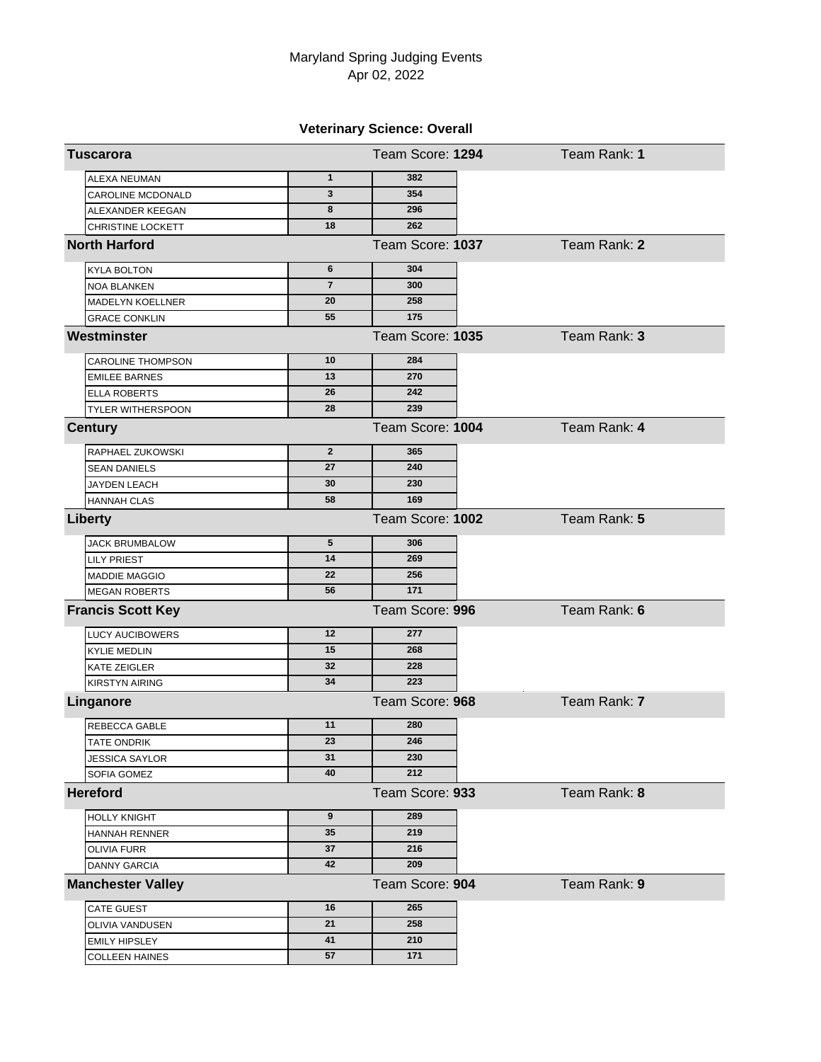Maryland Spring Judging Events

Apr 02, 2022

### Veterinary Science: Overall

| Team / Name | Rank | Score | Team Score | Team Rank |
|---|---|---|---|---|
| **Tuscarora** | | | Team Score: **1294** | Team Rank: **1** |
| ALEXA NEUMAN | 1 | 382 | | |
| CAROLINE MCDONALD | 3 | 354 | | |
| ALEXANDER KEEGAN | 8 | 296 | | |
| CHRISTINE LOCKETT | 18 | 262 | | |
| **North Harford** | | | Team Score: **1037** | Team Rank: **2** |
| KYLA BOLTON | 6 | 304 | | |
| NOA BLANKEN | 7 | 300 | | |
| MADELYN KOELLNER | 20 | 258 | | |
| GRACE CONKLIN | 55 | 175 | | |
| **Westminster** | | | Team Score: **1035** | Team Rank: **3** |
| CAROLINE THOMPSON | 10 | 284 | | |
| EMILEE BARNES | 13 | 270 | | |
| ELLA ROBERTS | 26 | 242 | | |
| TYLER WITHERSPOON | 28 | 239 | | |
| **Century** | | | Team Score: **1004** | Team Rank: **4** |
| RAPHAEL ZUKOWSKI | 2 | 365 | | |
| SEAN DANIELS | 27 | 240 | | |
| JAYDEN LEACH | 30 | 230 | | |
| HANNAH CLAS | 58 | 169 | | |
| **Liberty** | | | Team Score: **1002** | Team Rank: **5** |
| JACK BRUMBALOW | 5 | 306 | | |
| LILY PRIEST | 14 | 269 | | |
| MADDIE MAGGIO | 22 | 256 | | |
| MEGAN ROBERTS | 56 | 171 | | |
| **Francis Scott Key** | | | Team Score: **996** | Team Rank: **6** |
| LUCY AUCIBOWERS | 12 | 277 | | |
| KYLIE MEDLIN | 15 | 268 | | |
| KATE ZEIGLER | 32 | 228 | | |
| KIRSTYN AIRING | 34 | 223 | | |
| **Linganore** | | | Team Score: **968** | Team Rank: **7** |
| REBECCA GABLE | 11 | 280 | | |
| TATE ONDRIK | 23 | 246 | | |
| JESSICA SAYLOR | 31 | 230 | | |
| SOFIA GOMEZ | 40 | 212 | | |
| **Hereford** | | | Team Score: **933** | Team Rank: **8** |
| HOLLY KNIGHT | 9 | 289 | | |
| HANNAH RENNER | 35 | 219 | | |
| OLIVIA FURR | 37 | 216 | | |
| DANNY GARCIA | 42 | 209 | | |
| **Manchester Valley** | | | Team Score: **904** | Team Rank: **9** |
| CATE GUEST | 16 | 265 | | |
| OLIVIA VANDUSEN | 21 | 258 | | |
| EMILY HIPSLEY | 41 | 210 | | |
| COLLEEN HAINES | 57 | 171 | | |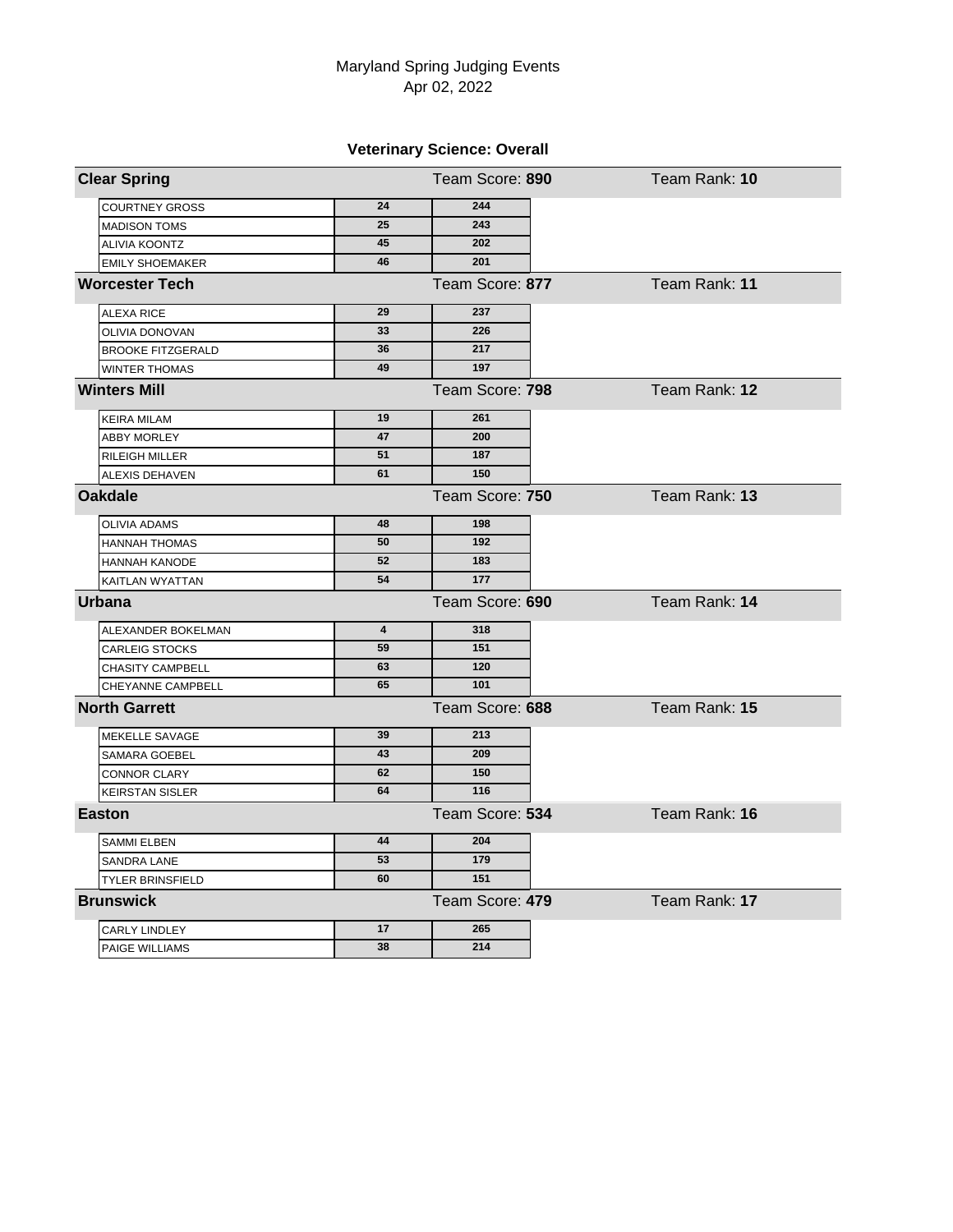Maryland Spring Judging Events
Apr 02, 2022

### Veterinary Science: Overall

**Clear Spring** — Team Score: **890** — Team Rank: **10**

| Name | Rank | Score |
| --- | --- | --- |
| COURTNEY GROSS | 24 | 244 |
| MADISON TOMS | 25 | 243 |
| ALIVIA KOONTZ | 45 | 202 |
| EMILY SHOEMAKER | 46 | 201 |

**Worcester Tech** — Team Score: **877** — Team Rank: **11**

| Name | Rank | Score |
| --- | --- | --- |
| ALEXA RICE | 29 | 237 |
| OLIVIA DONOVAN | 33 | 226 |
| BROOKE FITZGERALD | 36 | 217 |
| WINTER THOMAS | 49 | 197 |

**Winters Mill** — Team Score: **798** — Team Rank: **12**

| Name | Rank | Score |
| --- | --- | --- |
| KEIRA MILAM | 19 | 261 |
| ABBY MORLEY | 47 | 200 |
| RILEIGH MILLER | 51 | 187 |
| ALEXIS DEHAVEN | 61 | 150 |

**Oakdale** — Team Score: **750** — Team Rank: **13**

| Name | Rank | Score |
| --- | --- | --- |
| OLIVIA ADAMS | 48 | 198 |
| HANNAH THOMAS | 50 | 192 |
| HANNAH KANODE | 52 | 183 |
| KAITLAN WYATTAN | 54 | 177 |

**Urbana** — Team Score: **690** — Team Rank: **14**

| Name | Rank | Score |
| --- | --- | --- |
| ALEXANDER BOKELMAN | 4 | 318 |
| CARLEIG STOCKS | 59 | 151 |
| CHASITY CAMPBELL | 63 | 120 |
| CHEYANNE CAMPBELL | 65 | 101 |

**North Garrett** — Team Score: **688** — Team Rank: **15**

| Name | Rank | Score |
| --- | --- | --- |
| MEKELLE SAVAGE | 39 | 213 |
| SAMARA GOEBEL | 43 | 209 |
| CONNOR CLARY | 62 | 150 |
| KEIRSTAN SISLER | 64 | 116 |

**Easton** — Team Score: **534** — Team Rank: **16**

| Name | Rank | Score |
| --- | --- | --- |
| SAMMI ELBEN | 44 | 204 |
| SANDRA LANE | 53 | 179 |
| TYLER BRINSFIELD | 60 | 151 |

**Brunswick** — Team Score: **479** — Team Rank: **17**

| Name | Rank | Score |
| --- | --- | --- |
| CARLY LINDLEY | 17 | 265 |
| PAIGE WILLIAMS | 38 | 214 |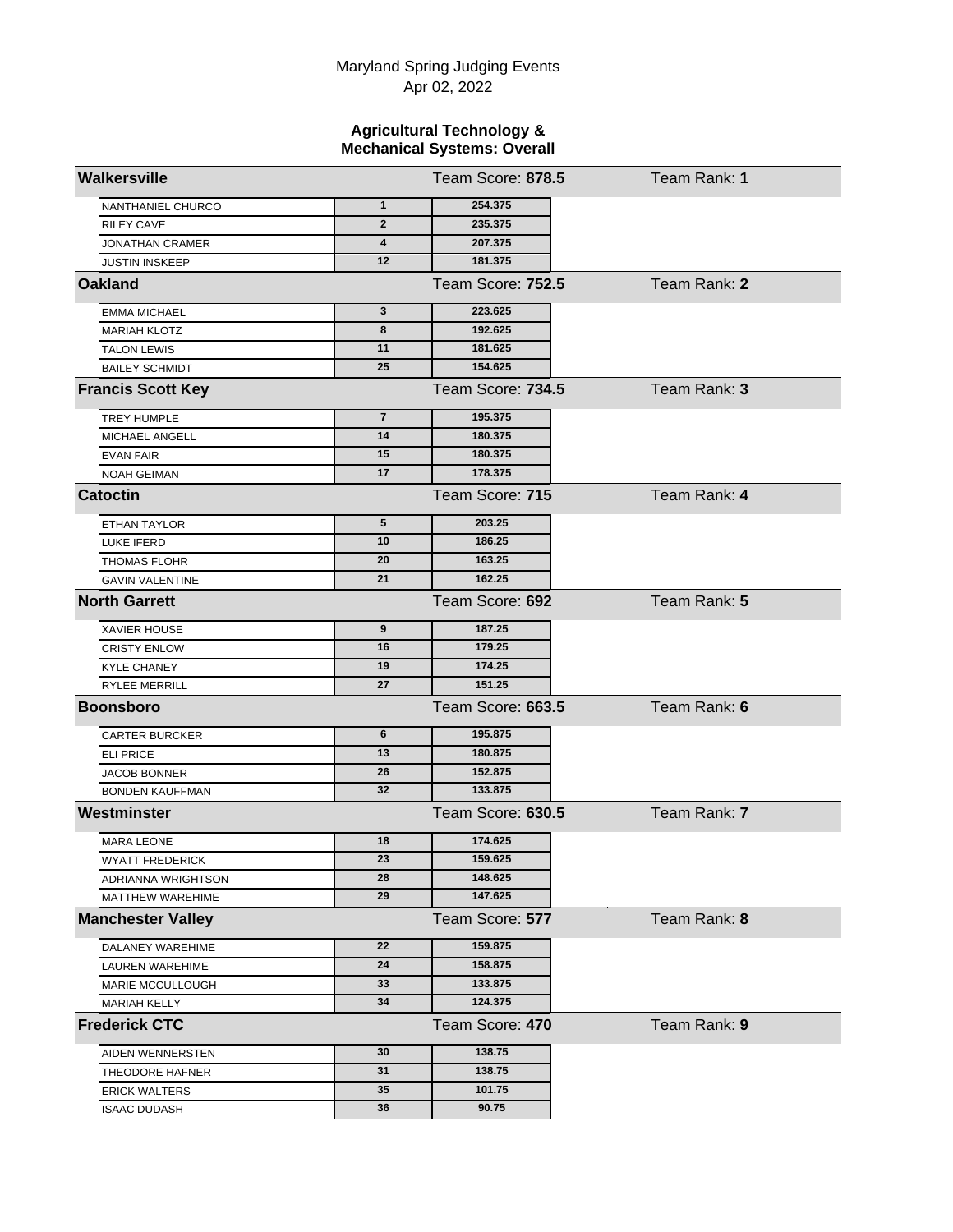Maryland Spring Judging Events
Apr 02, 2022

### Agricultural Technology & Mechanical Systems: Overall

**Walkersville** — Team Score: **878.5** — Team Rank: **1**

| Name | Rank | Score |
|---|---|---|
| NANTHANIEL CHURCO | 1 | 254.375 |
| RILEY CAVE | 2 | 235.375 |
| JONATHAN CRAMER | 4 | 207.375 |
| JUSTIN INSKEEP | 12 | 181.375 |

**Oakland** — Team Score: **752.5** — Team Rank: **2**

| Name | Rank | Score |
|---|---|---|
| EMMA MICHAEL | 3 | 223.625 |
| MARIAH KLOTZ | 8 | 192.625 |
| TALON LEWIS | 11 | 181.625 |
| BAILEY SCHMIDT | 25 | 154.625 |

**Francis Scott Key** — Team Score: **734.5** — Team Rank: **3**

| Name | Rank | Score |
|---|---|---|
| TREY HUMPLE | 7 | 195.375 |
| MICHAEL ANGELL | 14 | 180.375 |
| EVAN FAIR | 15 | 180.375 |
| NOAH GEIMAN | 17 | 178.375 |

**Catoctin** — Team Score: **715** — Team Rank: **4**

| Name | Rank | Score |
|---|---|---|
| ETHAN TAYLOR | 5 | 203.25 |
| LUKE IFERD | 10 | 186.25 |
| THOMAS FLOHR | 20 | 163.25 |
| GAVIN VALENTINE | 21 | 162.25 |

**North Garrett** — Team Score: **692** — Team Rank: **5**

| Name | Rank | Score |
|---|---|---|
| XAVIER HOUSE | 9 | 187.25 |
| CRISTY ENLOW | 16 | 179.25 |
| KYLE CHANEY | 19 | 174.25 |
| RYLEE MERRILL | 27 | 151.25 |

**Boonsboro** — Team Score: **663.5** — Team Rank: **6**

| Name | Rank | Score |
|---|---|---|
| CARTER BURCKER | 6 | 195.875 |
| ELI PRICE | 13 | 180.875 |
| JACOB BONNER | 26 | 152.875 |
| BONDEN KAUFFMAN | 32 | 133.875 |

**Westminster** — Team Score: **630.5** — Team Rank: **7**

| Name | Rank | Score |
|---|---|---|
| MARA LEONE | 18 | 174.625 |
| WYATT FREDERICK | 23 | 159.625 |
| ADRIANNA WRIGHTSON | 28 | 148.625 |
| MATTHEW WAREHIME | 29 | 147.625 |

**Manchester Valley** — Team Score: **577** — Team Rank: **8**

| Name | Rank | Score |
|---|---|---|
| DALANEY WAREHIME | 22 | 159.875 |
| LAUREN WAREHIME | 24 | 158.875 |
| MARIE MCCULLOUGH | 33 | 133.875 |
| MARIAH KELLY | 34 | 124.375 |

**Frederick CTC** — Team Score: **470** — Team Rank: **9**

| Name | Rank | Score |
|---|---|---|
| AIDEN WENNERSTEN | 30 | 138.75 |
| THEODORE HAFNER | 31 | 138.75 |
| ERICK WALTERS | 35 | 101.75 |
| ISAAC DUDASH | 36 | 90.75 |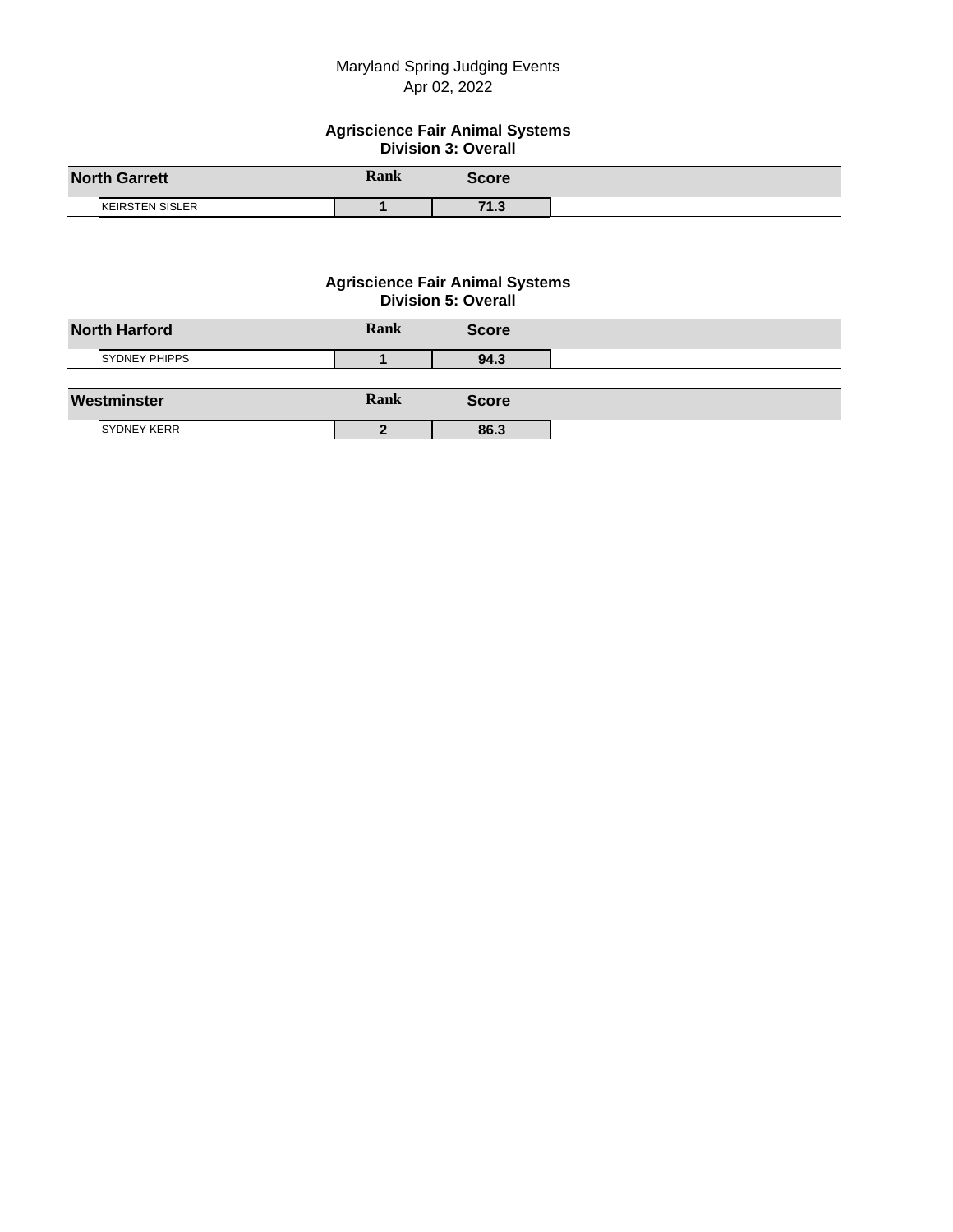Maryland Spring Judging Events
Apr 02, 2022

### Agriscience Fair Animal Systems
### Division 3: Overall

| North Garrett | Rank | Score |
|---|---|---|
| KEIRSTEN SISLER | 1 | 71.3 |

### Agriscience Fair Animal Systems
### Division 5: Overall

| North Harford | Rank | Score |
|---|---|---|
| SYDNEY PHIPPS | 1 | 94.3 |

| Westminster | Rank | Score |
|---|---|---|
| SYDNEY KERR | 2 | 86.3 |